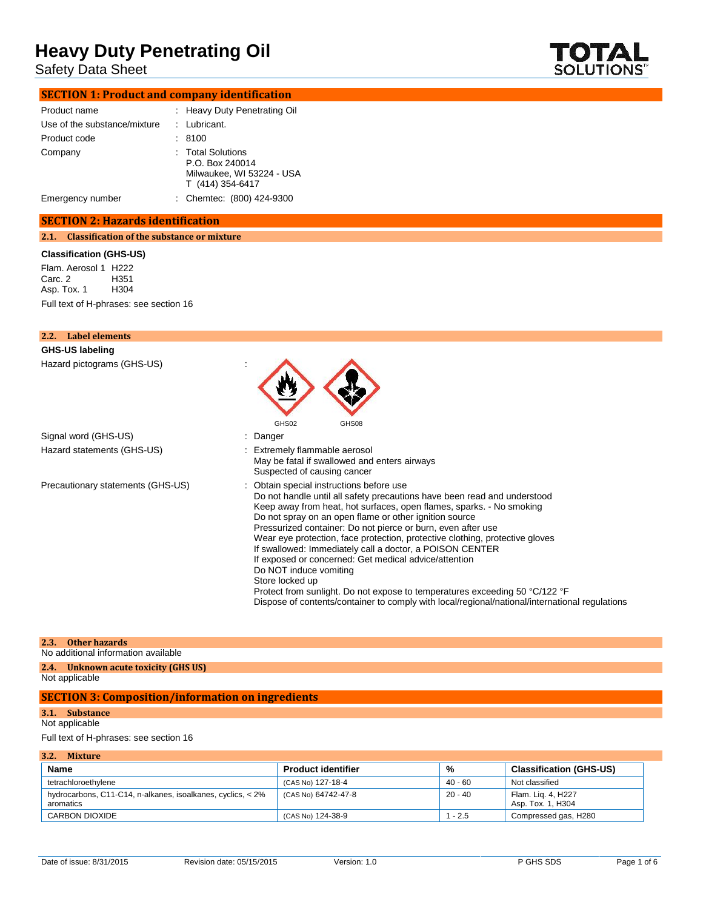# Heavy Duty Penetrating Oil

Safety Data Sheet

## SECTION 1: Product and company identification

| | | |
|---|---|---|
| Product name | : | Heavy Duty Penetrating Oil |
| Use of the substance/mixture | : | Lubricant. |
| Product code | : | 8100 |
| Company | : | Total Solutions<br>P.O. Box 240014<br>Milwaukee, WI 53224 - USA<br>T (414) 354-6417 |
| Emergency number | : | Chemtec: (800) 424-9300 |

## SECTION 2: Hazards identification

### 2.1. Classification of the substance or mixture

**Classification (GHS-US)**

Flam. Aerosol 1 H222
Carc. 2 H351
Asp. Tox. 1 H304

Full text of H-phrases: see section 16

### 2.2. Label elements

**GHS-US labeling**

Hazard pictograms (GHS-US) :

GHS02 GHS08

Signal word (GHS-US) : Danger

Hazard statements (GHS-US) :
Extremely flammable aerosol
May be fatal if swallowed and enters airways
Suspected of causing cancer

Precautionary statements (GHS-US) :
Obtain special instructions before use
Do not handle until all safety precautions have been read and understood
Keep away from heat, hot surfaces, open flames, sparks. - No smoking
Do not spray on an open flame or other ignition source
Pressurized container: Do not pierce or burn, even after use
Wear eye protection, face protection, protective clothing, protective gloves
If swallowed: Immediately call a doctor, a POISON CENTER
If exposed or concerned: Get medical advice/attention
Do NOT induce vomiting
Store locked up
Protect from sunlight. Do not expose to temperatures exceeding 50 °C/122 °F
Dispose of contents/container to comply with local/regional/national/international regulations

### 2.3. Other hazards

No additional information available

### 2.4. Unknown acute toxicity (GHS US)

Not applicable

## SECTION 3: Composition/information on ingredients

### 3.1. Substance

Not applicable

Full text of H-phrases: see section 16

### 3.2. Mixture

| Name | Product identifier | % | Classification (GHS-US) |
|---|---|---|---|
| tetrachloroethylene | (CAS No) 127-18-4 | 40 - 60 | Not classified |
| hydrocarbons, C11-C14, n-alkanes, isoalkanes, cyclics, < 2% aromatics | (CAS No) 64742-47-8 | 20 - 40 | Flam. Liq. 4, H227<br>Asp. Tox. 1, H304 |
| CARBON DIOXIDE | (CAS No) 124-38-9 | 1 - 2.5 | Compressed gas, H280 |

Date of issue: 8/31/2015 Revision date: 05/15/2015 Version: 1.0 P GHS SDS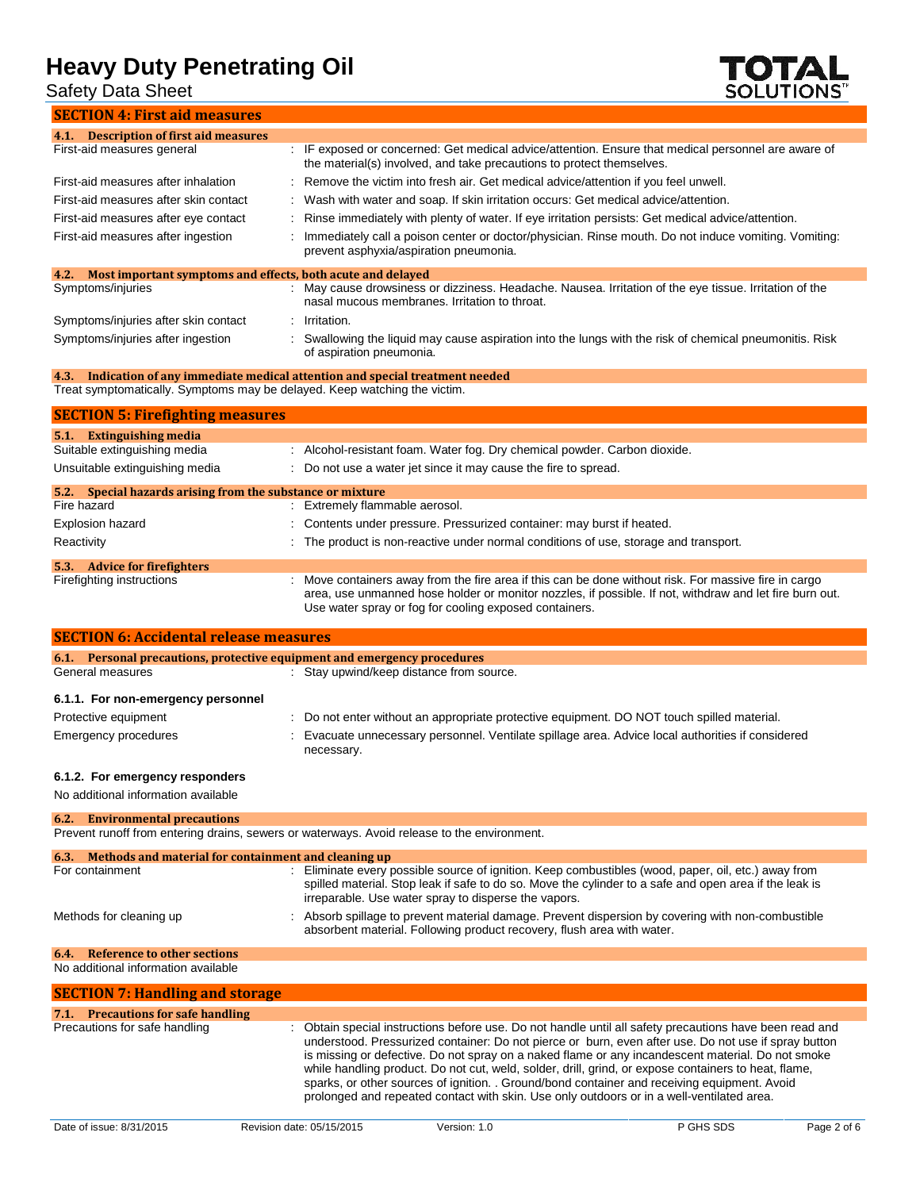## SECTION 4: First aid measures

### 4.1. Description of first aid measures

| | |
|---|---|
| First-aid measures general | : IF exposed or concerned: Get medical advice/attention. Ensure that medical personnel are aware of the material(s) involved, and take precautions to protect themselves. |
| First-aid measures after inhalation | : Remove the victim into fresh air. Get medical advice/attention if you feel unwell. |
| First-aid measures after skin contact | : Wash with water and soap. If skin irritation occurs: Get medical advice/attention. |
| First-aid measures after eye contact | : Rinse immediately with plenty of water. If eye irritation persists: Get medical advice/attention. |
| First-aid measures after ingestion | : Immediately call a poison center or doctor/physician. Rinse mouth. Do not induce vomiting. Vomiting: prevent asphyxia/aspiration pneumonia. |

### 4.2. Most important symptoms and effects, both acute and delayed

| | |
|---|---|
| Symptoms/injuries | : May cause drowsiness or dizziness. Headache. Nausea. Irritation of the eye tissue. Irritation of the nasal mucous membranes. Irritation to throat. |
| Symptoms/injuries after skin contact | : Irritation. |
| Symptoms/injuries after ingestion | : Swallowing the liquid may cause aspiration into the lungs with the risk of chemical pneumonitis. Risk of aspiration pneumonia. |

### 4.3. Indication of any immediate medical attention and special treatment needed

Treat symptomatically. Symptoms may be delayed. Keep watching the victim.

## SECTION 5: Firefighting measures

### 5.1. Extinguishing media

| | |
|---|---|
| Suitable extinguishing media | : Alcohol-resistant foam. Water fog. Dry chemical powder. Carbon dioxide. |
| Unsuitable extinguishing media | : Do not use a water jet since it may cause the fire to spread. |

### 5.2. Special hazards arising from the substance or mixture

| | |
|---|---|
| Fire hazard | : Extremely flammable aerosol. |
| Explosion hazard | : Contents under pressure. Pressurized container: may burst if heated. |
| Reactivity | : The product is non-reactive under normal conditions of use, storage and transport. |

### 5.3. Advice for firefighters

| | |
|---|---|
| Firefighting instructions | : Move containers away from the fire area if this can be done without risk. For massive fire in cargo area, use unmanned hose holder or monitor nozzles, if possible. If not, withdraw and let fire burn out. Use water spray or fog for cooling exposed containers. |

## SECTION 6: Accidental release measures

### 6.1. Personal precautions, protective equipment and emergency procedures

| | |
|---|---|
| General measures | : Stay upwind/keep distance from source. |

#### 6.1.1. For non-emergency personnel

| | |
|---|---|
| Protective equipment | : Do not enter without an appropriate protective equipment. DO NOT touch spilled material. |
| Emergency procedures | : Evacuate unnecessary personnel. Ventilate spillage area. Advice local authorities if considered necessary. |

#### 6.1.2. For emergency responders

No additional information available

### 6.2. Environmental precautions

Prevent runoff from entering drains, sewers or waterways. Avoid release to the environment.

### 6.3. Methods and material for containment and cleaning up

| | |
|---|---|
| For containment | : Eliminate every possible source of ignition. Keep combustibles (wood, paper, oil, etc.) away from spilled material. Stop leak if safe to do so. Move the cylinder to a safe and open area if the leak is irreparable. Use water spray to disperse the vapors. |
| Methods for cleaning up | : Absorb spillage to prevent material damage. Prevent dispersion by covering with non-combustible absorbent material. Following product recovery, flush area with water. |

### 6.4. Reference to other sections

No additional information available

## SECTION 7: Handling and storage

### 7.1. Precautions for safe handling

| | |
|---|---|
| Precautions for safe handling | : Obtain special instructions before use. Do not handle until all safety precautions have been read and understood. Pressurized container: Do not pierce or burn, even after use. Do not use if spray button is missing or defective. Do not spray on a naked flame or any incandescent material. Do not smoke while handling product. Do not cut, weld, solder, drill, grind, or expose containers to heat, flame, sparks, or other sources of ignition. . Ground/bond container and receiving equipment. Avoid prolonged and repeated contact with skin. Use only outdoors or in a well-ventilated area. |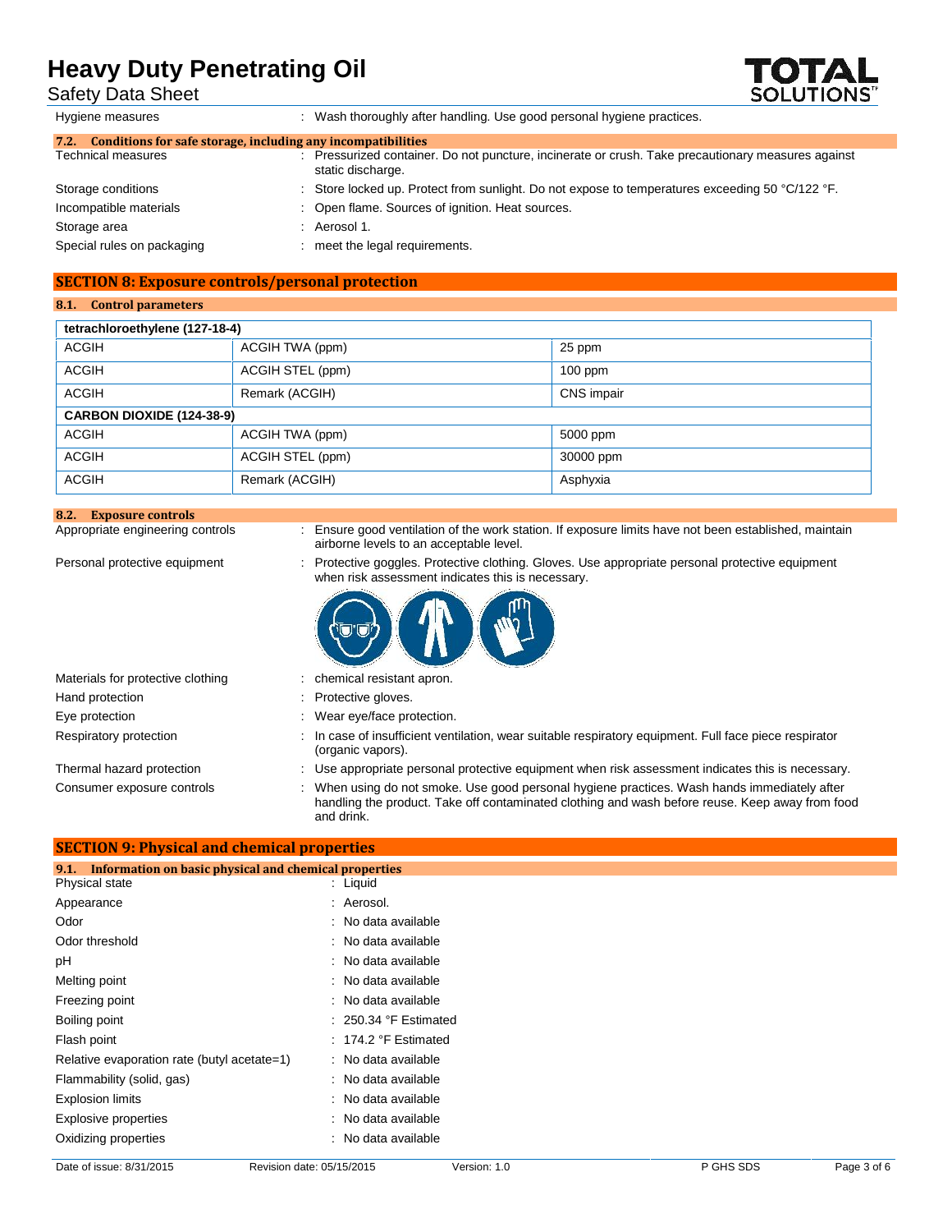Hygiene measures : Wash thoroughly after handling. Use good personal hygiene practices.

### 7.2. Conditions for safe storage, including any incompatibilities

Technical measures : Pressurized container. Do not puncture, incinerate or crush. Take precautionary measures against static discharge.

Storage conditions : Store locked up. Protect from sunlight. Do not expose to temperatures exceeding 50 °C/122 °F.

Incompatible materials : Open flame. Sources of ignition. Heat sources.

Storage area : Aerosol 1.

Special rules on packaging : meet the legal requirements.

## SECTION 8: Exposure controls/personal protection

### 8.1. Control parameters

| tetrachloroethylene (127-18-4) | | |
|---|---|---|
| ACGIH | ACGIH TWA (ppm) | 25 ppm |
| ACGIH | ACGIH STEL (ppm) | 100 ppm |
| ACGIH | Remark (ACGIH) | CNS impair |
| **CARBON DIOXIDE (124-38-9)** | | |
| ACGIH | ACGIH TWA (ppm) | 5000 ppm |
| ACGIH | ACGIH STEL (ppm) | 30000 ppm |
| ACGIH | Remark (ACGIH) | Asphyxia |

### 8.2. Exposure controls

Appropriate engineering controls : Ensure good ventilation of the work station. If exposure limits have not been established, maintain airborne levels to an acceptable level.

Personal protective equipment : Protective goggles. Protective clothing. Gloves. Use appropriate personal protective equipment when risk assessment indicates this is necessary.

Materials for protective clothing : chemical resistant apron.

Hand protection : Protective gloves.

Eye protection : Wear eye/face protection.

Respiratory protection : In case of insufficient ventilation, wear suitable respiratory equipment. Full face piece respirator (organic vapors).

Thermal hazard protection : Use appropriate personal protective equipment when risk assessment indicates this is necessary.

Consumer exposure controls : When using do not smoke. Use good personal hygiene practices. Wash hands immediately after handling the product. Take off contaminated clothing and wash before reuse. Keep away from food and drink.

## SECTION 9: Physical and chemical properties

### 9.1. Information on basic physical and chemical properties

Physical state : Liquid

Appearance : Aerosol.

Odor : No data available

Odor threshold : No data available

pH : No data available

Melting point : No data available

Freezing point : No data available

Boiling point : 250.34 °F Estimated

Flash point : 174.2 °F Estimated

Relative evaporation rate (butyl acetate=1) : No data available

Flammability (solid, gas) : No data available

Explosion limits : No data available

Explosive properties : No data available

Oxidizing properties : No data available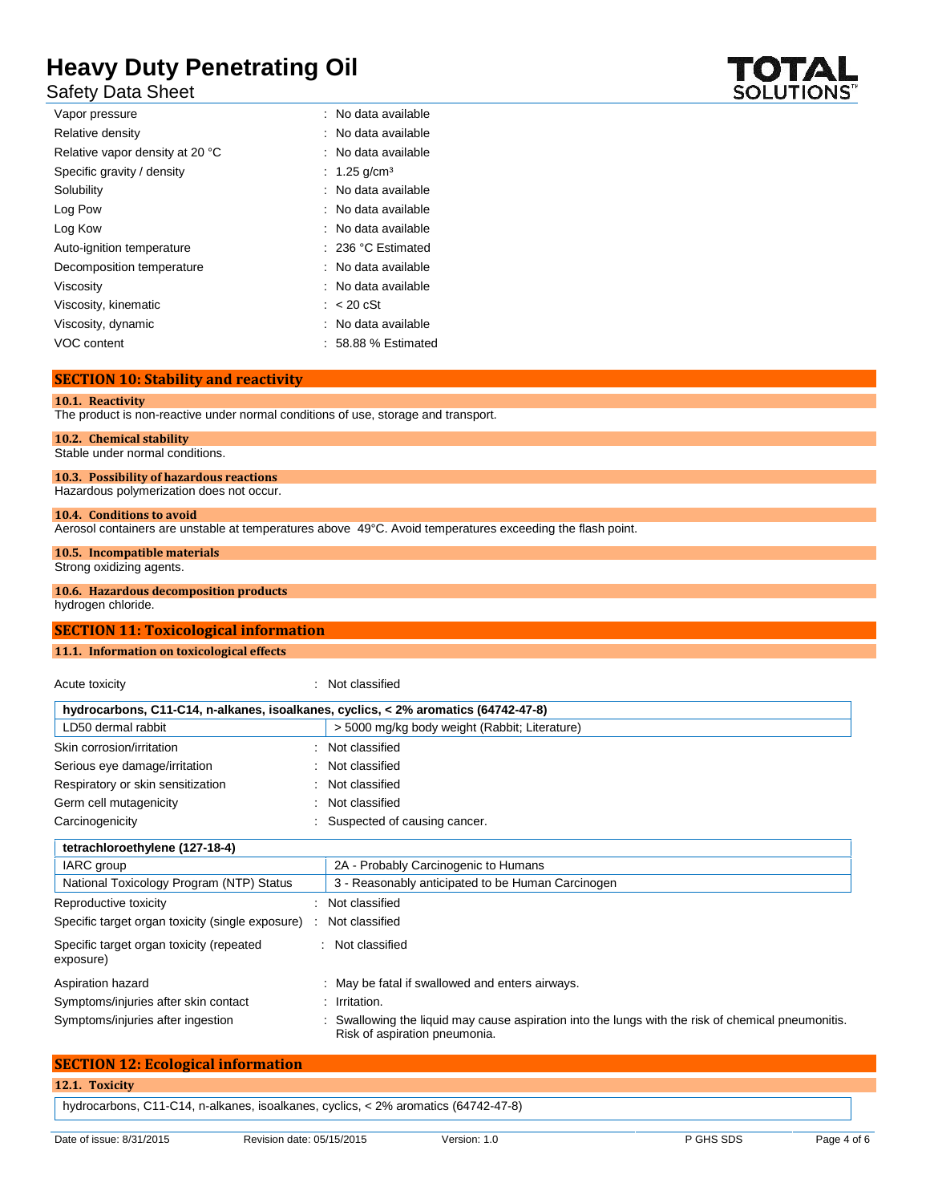| Property | Value |
|---|---|
| Vapor pressure | No data available |
| Relative density | No data available |
| Relative vapor density at 20 °C | No data available |
| Specific gravity / density | 1.25 g/cm³ |
| Solubility | No data available |
| Log Pow | No data available |
| Log Kow | No data available |
| Auto-ignition temperature | 236 °C Estimated |
| Decomposition temperature | No data available |
| Viscosity | No data available |
| Viscosity, kinematic | < 20 cSt |
| Viscosity, dynamic | No data available |
| VOC content | 58.88 % Estimated |

## SECTION 10: Stability and reactivity

### 10.1. Reactivity

The product is non-reactive under normal conditions of use, storage and transport.

### 10.2. Chemical stability

Stable under normal conditions.

### 10.3. Possibility of hazardous reactions

Hazardous polymerization does not occur.

### 10.4. Conditions to avoid

Aerosol containers are unstable at temperatures above 49°C. Avoid temperatures exceeding the flash point.

### 10.5. Incompatible materials

Strong oxidizing agents.

### 10.6. Hazardous decomposition products

hydrogen chloride.

## SECTION 11: Toxicological information

### 11.1. Information on toxicological effects

Acute toxicity : Not classified

| hydrocarbons, C11-C14, n-alkanes, isoalkanes, cyclics, < 2% aromatics (64742-47-8) | |
|---|---|
| LD50 dermal rabbit | > 5000 mg/kg body weight (Rabbit; Literature) |

Skin corrosion/irritation : Not classified

Serious eye damage/irritation : Not classified

Respiratory or skin sensitization : Not classified

Germ cell mutagenicity : Not classified

Carcinogenicity : Suspected of causing cancer.

| tetrachloroethylene (127-18-4) | |
|---|---|
| IARC group | 2A - Probably Carcinogenic to Humans |
| National Toxicology Program (NTP) Status | 3 - Reasonably anticipated to be Human Carcinogen |

Reproductive toxicity : Not classified

Specific target organ toxicity (single exposure) : Not classified

Specific target organ toxicity (repeated exposure) : Not classified

Aspiration hazard : May be fatal if swallowed and enters airways.

Symptoms/injuries after skin contact : Irritation.

Symptoms/injuries after ingestion : Swallowing the liquid may cause aspiration into the lungs with the risk of chemical pneumonitis. Risk of aspiration pneumonia.

## SECTION 12: Ecological information

### 12.1. Toxicity

| hydrocarbons, C11-C14, n-alkanes, isoalkanes, cyclics, < 2% aromatics (64742-47-8) |
|---|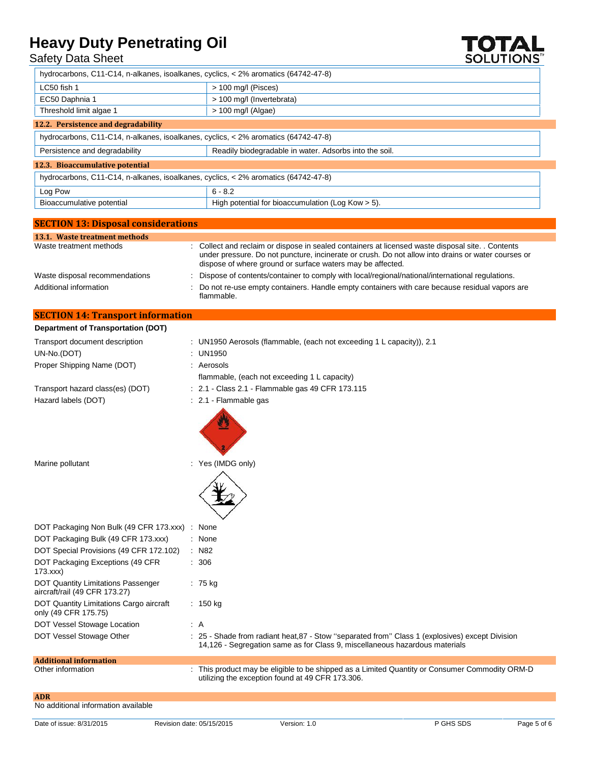| hydrocarbons, C11-C14, n-alkanes, isoalkanes, cyclics, < 2% aromatics (64742-47-8) | |
|---|---|
| LC50 fish 1 | > 100 mg/l (Pisces) |
| EC50 Daphnia 1 | > 100 mg/l (Invertebrata) |
| Threshold limit algae 1 | > 100 mg/l (Algae) |

### 12.2. Persistence and degradability

| hydrocarbons, C11-C14, n-alkanes, isoalkanes, cyclics, < 2% aromatics (64742-47-8) | |
|---|---|
| Persistence and degradability | Readily biodegradable in water. Adsorbs into the soil. |

### 12.3. Bioaccumulative potential

| hydrocarbons, C11-C14, n-alkanes, isoalkanes, cyclics, < 2% aromatics (64742-47-8) | |
|---|---|
| Log Pow | 6 - 8.2 |
| Bioaccumulative potential | High potential for bioaccumulation (Log Kow > 5). |

## SECTION 13: Disposal considerations

### 13.1. Waste treatment methods

Waste treatment methods : Collect and reclaim or dispose in sealed containers at licensed waste disposal site. . Contents under pressure. Do not puncture, incinerate or crush. Do not allow into drains or water courses or dispose of where ground or surface waters may be affected.

Waste disposal recommendations : Dispose of contents/container to comply with local/regional/national/international regulations.

Additional information : Do not re-use empty containers. Handle empty containers with care because residual vapors are flammable.

## SECTION 14: Transport information

**Department of Transportation (DOT)**

Transport document description : UN1950 Aerosols (flammable, (each not exceeding 1 L capacity)), 2.1

UN-No.(DOT) : UN1950

Proper Shipping Name (DOT) : Aerosols
flammable, (each not exceeding 1 L capacity)

Transport hazard class(es) (DOT) : 2.1 - Class 2.1 - Flammable gas 49 CFR 173.115

Hazard labels (DOT) : 2.1 - Flammable gas

Marine pollutant : Yes (IMDG only)

DOT Packaging Non Bulk (49 CFR 173.xxx) : None

DOT Packaging Bulk (49 CFR 173.xxx) : None

DOT Special Provisions (49 CFR 172.102) : N82

DOT Packaging Exceptions (49 CFR 173.xxx) : 306

DOT Quantity Limitations Passenger aircraft/rail (49 CFR 173.27) : 75 kg

DOT Quantity Limitations Cargo aircraft only (49 CFR 175.75) : 150 kg

DOT Vessel Stowage Location : A

DOT Vessel Stowage Other : 25 - Shade from radiant heat,87 - Stow "separated from" Class 1 (explosives) except Division 14,126 - Segregation same as for Class 9, miscellaneous hazardous materials

### Additional information

Other information : This product may be eligible to be shipped as a Limited Quantity or Consumer Commodity ORM-D utilizing the exception found at 49 CFR 173.306.

### ADR

No additional information available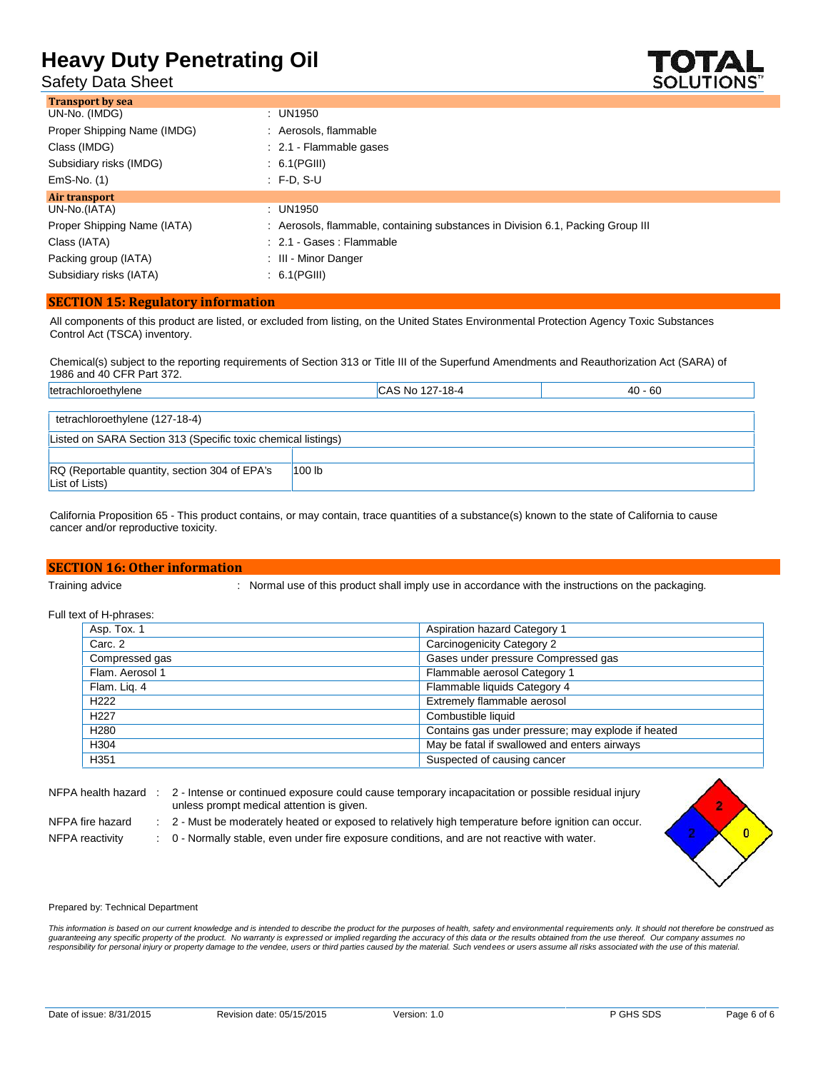**Transport by sea**

| | |
|---|---|
| UN-No. (IMDG) | : UN1950 |
| Proper Shipping Name (IMDG) | : Aerosols, flammable |
| Class (IMDG) | : 2.1 - Flammable gases |
| Subsidiary risks (IMDG) | : 6.1(PGIII) |
| EmS-No. (1) | : F-D, S-U |

**Air transport**

| | |
|---|---|
| UN-No.(IATA) | : UN1950 |
| Proper Shipping Name (IATA) | : Aerosols, flammable, containing substances in Division 6.1, Packing Group III |
| Class (IATA) | : 2.1 - Gases : Flammable |
| Packing group (IATA) | : III - Minor Danger |
| Subsidiary risks (IATA) | : 6.1(PGIII) |

## SECTION 15: Regulatory information

All components of this product are listed, or excluded from listing, on the United States Environmental Protection Agency Toxic Substances Control Act (TSCA) inventory.

Chemical(s) subject to the reporting requirements of Section 313 or Title III of the Superfund Amendments and Reauthorization Act (SARA) of 1986 and 40 CFR Part 372.

| | | |
|---|---|---|
| tetrachloroethylene | CAS No 127-18-4 | 40 - 60 |

| | |
|---|---|
| tetrachloroethylene (127-18-4) | |
| Listed on SARA Section 313 (Specific toxic chemical listings) | |
| | |
| RQ (Reportable quantity, section 304 of EPA's List of Lists) | 100 lb |

California Proposition 65 - This product contains, or may contain, trace quantities of a substance(s) known to the state of California to cause cancer and/or reproductive toxicity.

## SECTION 16: Other information

Training advice : Normal use of this product shall imply use in accordance with the instructions on the packaging.

Full text of H-phrases:

| | |
|---|---|
| Asp. Tox. 1 | Aspiration hazard Category 1 |
| Carc. 2 | Carcinogenicity Category 2 |
| Compressed gas | Gases under pressure Compressed gas |
| Flam. Aerosol 1 | Flammable aerosol Category 1 |
| Flam. Liq. 4 | Flammable liquids Category 4 |
| H222 | Extremely flammable aerosol |
| H227 | Combustible liquid |
| H280 | Contains gas under pressure; may explode if heated |
| H304 | May be fatal if swallowed and enters airways |
| H351 | Suspected of causing cancer |

| | |
|---|---|
| NFPA health hazard | : 2 - Intense or continued exposure could cause temporary incapacitation or possible residual injury unless prompt medical attention is given. |
| NFPA fire hazard | : 2 - Must be moderately heated or exposed to relatively high temperature before ignition can occur. |
| NFPA reactivity | : 0 - Normally stable, even under fire exposure conditions, and are not reactive with water. |

2
2
0

Prepared by: Technical Department

*This information is based on our current knowledge and is intended to describe the product for the purposes of health, safety and environmental requirements only. It should not therefore be construed as guaranteeing any specific property of the product. No warranty is expressed or implied regarding the accuracy of this data or the results obtained from the use thereof. Our company assumes no responsibility for personal injury or property damage to the vendee, users or third parties caused by the material. Such vendees or users assume all risks associated with the use of this material.*

Date of issue: 8/31/2015 Revision date: 05/15/2015 Version: 1.0 P GHS SDS